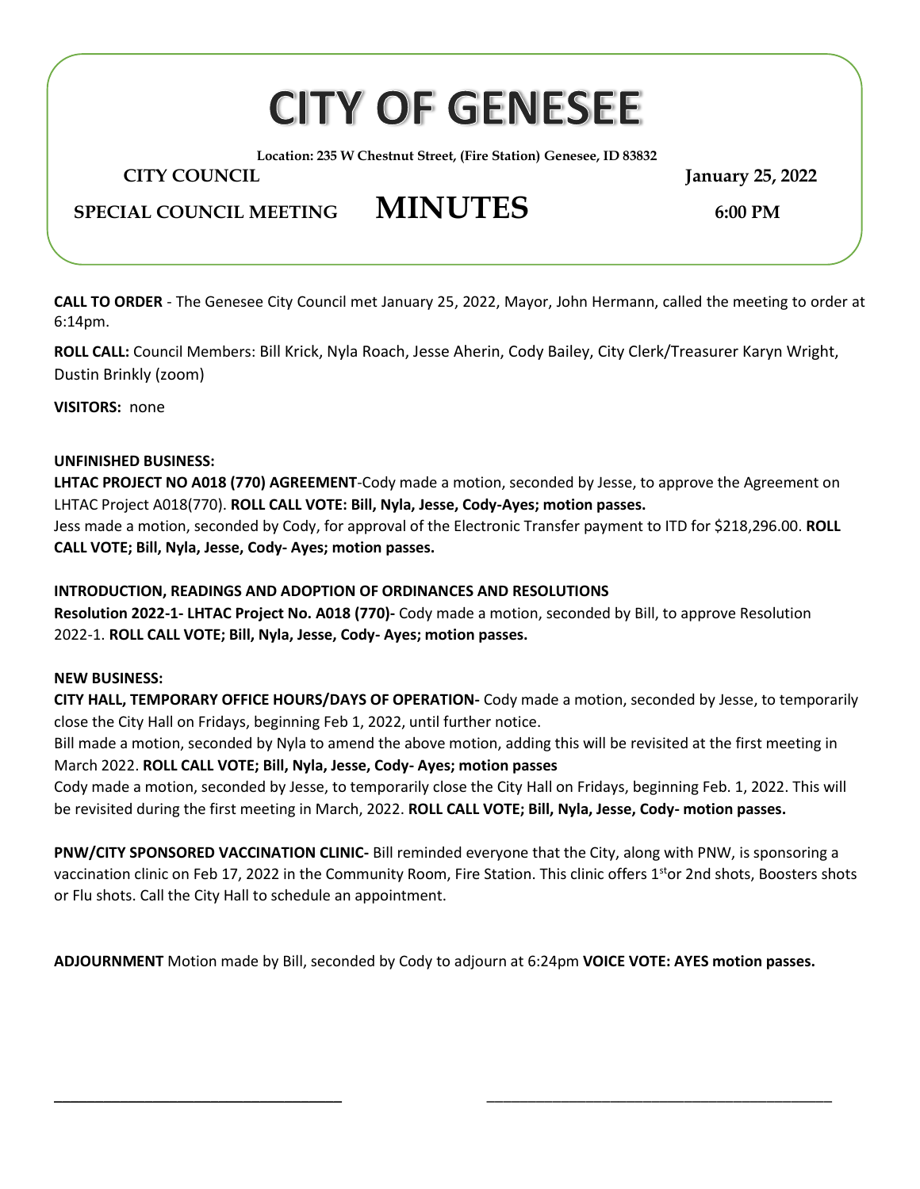# CITY OF GENESEE

**Location: 235 W Chestnut Street, (Fire Station) Genesee, ID 83832**

**CITY COUNCIL** **January 25, 2022**

**SPECIAL COUNCIL MEETING** **MINUTES** **6:00 PM**

**CALL TO ORDER** - The Genesee City Council met January 25, 2022, Mayor, John Hermann, called the meeting to order at 6:14pm.

**ROLL CALL:** Council Members: Bill Krick, Nyla Roach, Jesse Aherin, Cody Bailey, City Clerk/Treasurer Karyn Wright, Dustin Brinkly (zoom)

**VISITORS:** none

**UNFINISHED BUSINESS:**

**LHTAC PROJECT NO A018 (770) AGREEMENT**-Cody made a motion, seconded by Jesse, to approve the Agreement on LHTAC Project A018(770). **ROLL CALL VOTE: Bill, Nyla, Jesse, Cody-Ayes; motion passes.**

Jess made a motion, seconded by Cody, for approval of the Electronic Transfer payment to ITD for $218,296.00. **ROLL CALL VOTE; Bill, Nyla, Jesse, Cody- Ayes; motion passes.**

**INTRODUCTION, READINGS AND ADOPTION OF ORDINANCES AND RESOLUTIONS**

**Resolution 2022-1- LHTAC Project No. A018 (770)-** Cody made a motion, seconded by Bill, to approve Resolution 2022-1. **ROLL CALL VOTE; Bill, Nyla, Jesse, Cody- Ayes; motion passes.**

**NEW BUSINESS:**

**CITY HALL, TEMPORARY OFFICE HOURS/DAYS OF OPERATION-** Cody made a motion, seconded by Jesse, to temporarily close the City Hall on Fridays, beginning Feb 1, 2022, until further notice.

Bill made a motion, seconded by Nyla to amend the above motion, adding this will be revisited at the first meeting in March 2022. **ROLL CALL VOTE; Bill, Nyla, Jesse, Cody- Ayes; motion passes**

Cody made a motion, seconded by Jesse, to temporarily close the City Hall on Fridays, beginning Feb. 1, 2022. This will be revisited during the first meeting in March, 2022. **ROLL CALL VOTE; Bill, Nyla, Jesse, Cody- motion passes.**

**PNW/CITY SPONSORED VACCINATION CLINIC-** Bill reminded everyone that the City, along with PNW, is sponsoring a vaccination clinic on Feb 17, 2022 in the Community Room, Fire Station. This clinic offers 1st or 2nd shots, Boosters shots or Flu shots. Call the City Hall to schedule an appointment.

**ADJOURNMENT** Motion made by Bill, seconded by Cody to adjourn at 6:24pm **VOICE VOTE: AYES motion passes.**

\_\_\_\_\_\_\_\_\_\_\_\_\_\_\_\_\_\_\_\_\_\_\_\_\_\_\_\_\_\_\_\_ \_\_\_\_\_\_\_\_\_\_\_\_\_\_\_\_\_\_\_\_\_\_\_\_\_\_\_\_\_\_\_\_\_\_\_\_\_\_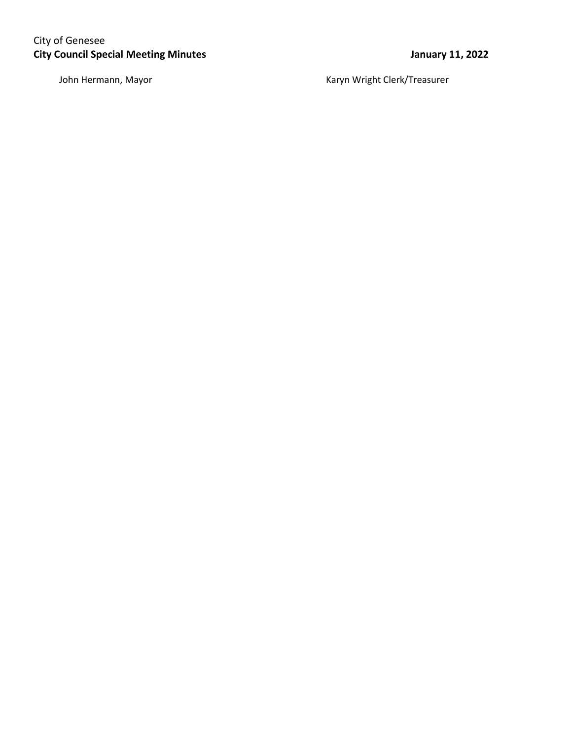John Hermann, Mayor

Karyn Wright Clerk/Treasurer